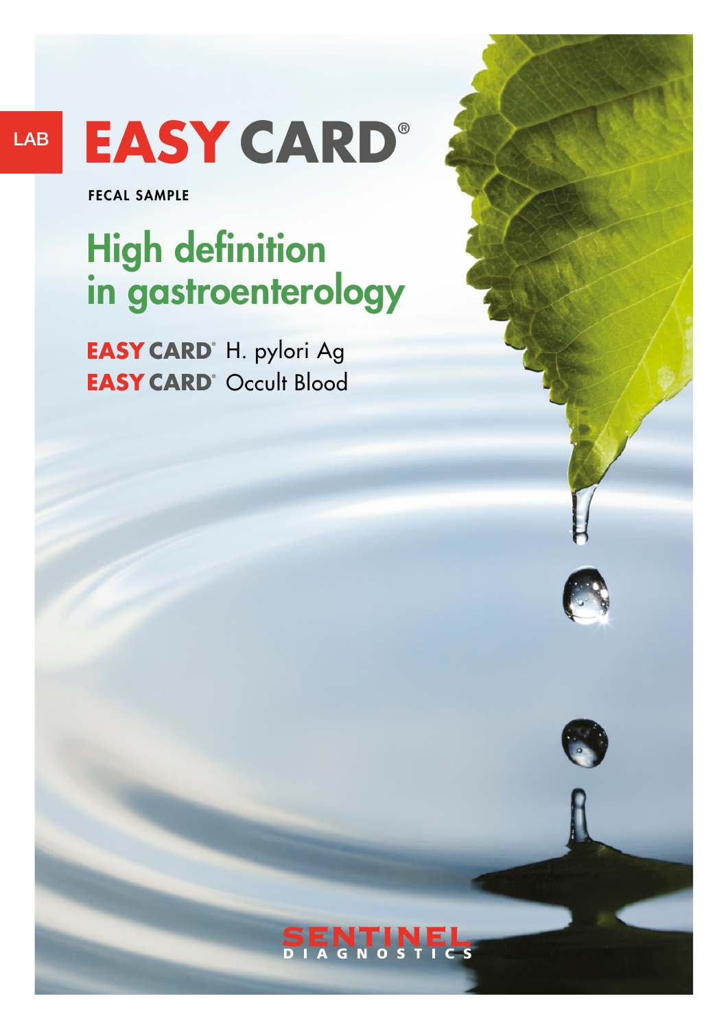LAB

# EASY CARD®

FECAL SAMPLE

## High definition in gastroenterology

**EASY CARD®** H. pylori Ag
**EASY CARD®** Occult Blood

SENTINEL DIAGNOSTICS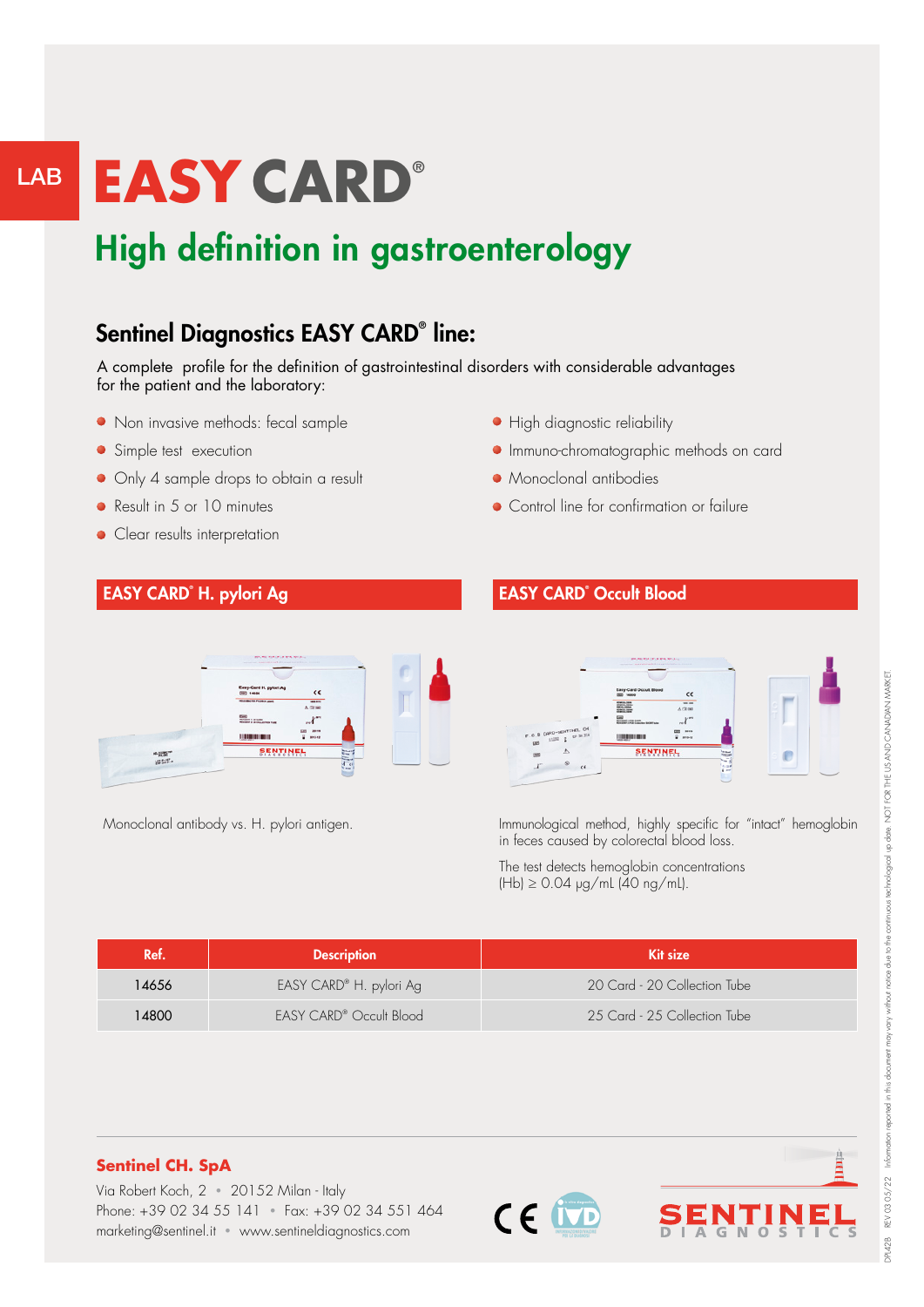LAB

# EASY CARD®

## High definition in gastroenterology

### Sentinel Diagnostics EASY CARD® line:

A complete profile for the definition of gastrointestinal disorders with considerable advantages for the patient and the laboratory:

- Non invasive methods: fecal sample
- Simple test execution
- Only 4 sample drops to obtain a result
- Result in 5 or 10 minutes
- Clear results interpretation
- High diagnostic reliability
- Immuno-chromatographic methods on card
- Monoclonal antibodies
- Control line for confirmation or failure

### EASY CARD® H. pylori Ag

Monoclonal antibody vs. H. pylori antigen.

### EASY CARD® Occult Blood

Immunological method, highly specific for "intact" hemoglobin in feces caused by colorectal blood loss.

The test detects hemoglobin concentrations (Hb) ≥ 0.04 μg/mL (40 ng/mL).

| Ref. | Description | Kit size |
| --- | --- | --- |
| 14656 | EASY CARD® H. pylori Ag | 20 Card - 20 Collection Tube |
| 14800 | EASY CARD® Occult Blood | 25 Card - 25 Collection Tube |

**Sentinel CH. SpA**

Via Robert Koch, 2 • 20152 Milan - Italy
Phone: +39 02 34 55 141 • Fax: +39 02 34 551 464
marketing@sentinel.it • www.sentineldiagnostics.com

SENTINEL DIAGNOSTICS

DP.428 REV 03 05/22 Information reported in this document may vary without notice due to the continuous technological up date. NOT FOR THE US AND CANADIAN MARKET.